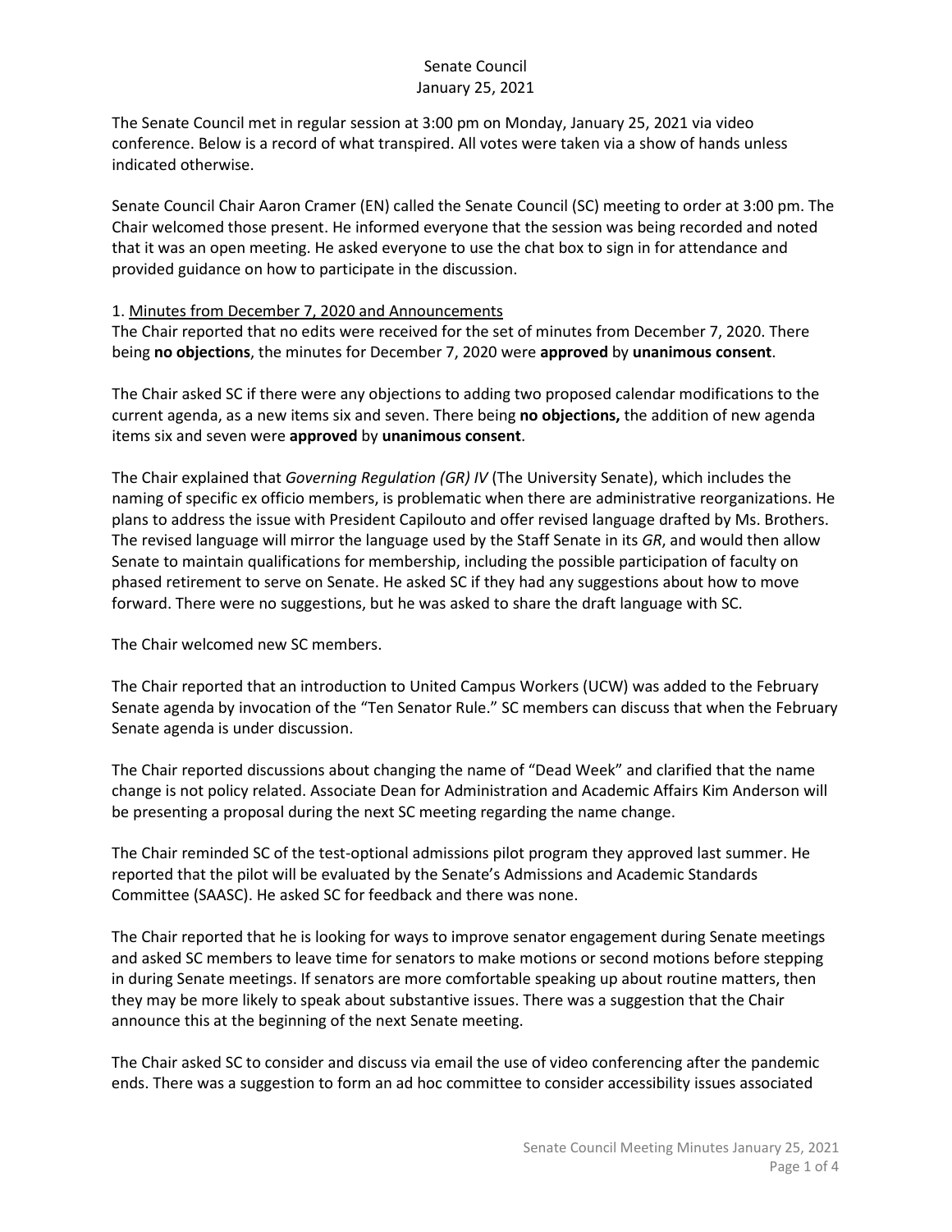Senate Council
January 25, 2021

The Senate Council met in regular session at 3:00 pm on Monday, January 25, 2021 via video conference. Below is a record of what transpired. All votes were taken via a show of hands unless indicated otherwise.

Senate Council Chair Aaron Cramer (EN) called the Senate Council (SC) meeting to order at 3:00 pm. The Chair welcomed those present. He informed everyone that the session was being recorded and noted that it was an open meeting. He asked everyone to use the chat box to sign in for attendance and provided guidance on how to participate in the discussion.

1. Minutes from December 7, 2020 and Announcements

The Chair reported that no edits were received for the set of minutes from December 7, 2020. There being **no objections**, the minutes for December 7, 2020 were **approved** by **unanimous consent**.

The Chair asked SC if there were any objections to adding two proposed calendar modifications to the current agenda, as a new items six and seven. There being **no objections,** the addition of new agenda items six and seven were **approved** by **unanimous consent**.

The Chair explained that *Governing Regulation (GR) IV* (The University Senate), which includes the naming of specific ex officio members, is problematic when there are administrative reorganizations. He plans to address the issue with President Capilouto and offer revised language drafted by Ms. Brothers. The revised language will mirror the language used by the Staff Senate in its *GR*, and would then allow Senate to maintain qualifications for membership, including the possible participation of faculty on phased retirement to serve on Senate. He asked SC if they had any suggestions about how to move forward. There were no suggestions, but he was asked to share the draft language with SC.

The Chair welcomed new SC members.

The Chair reported that an introduction to United Campus Workers (UCW) was added to the February Senate agenda by invocation of the "Ten Senator Rule." SC members can discuss that when the February Senate agenda is under discussion.

The Chair reported discussions about changing the name of "Dead Week" and clarified that the name change is not policy related. Associate Dean for Administration and Academic Affairs Kim Anderson will be presenting a proposal during the next SC meeting regarding the name change.

The Chair reminded SC of the test-optional admissions pilot program they approved last summer. He reported that the pilot will be evaluated by the Senate's Admissions and Academic Standards Committee (SAASC). He asked SC for feedback and there was none.

The Chair reported that he is looking for ways to improve senator engagement during Senate meetings and asked SC members to leave time for senators to make motions or second motions before stepping in during Senate meetings. If senators are more comfortable speaking up about routine matters, then they may be more likely to speak about substantive issues. There was a suggestion that the Chair announce this at the beginning of the next Senate meeting.

The Chair asked SC to consider and discuss via email the use of video conferencing after the pandemic ends. There was a suggestion to form an ad hoc committee to consider accessibility issues associated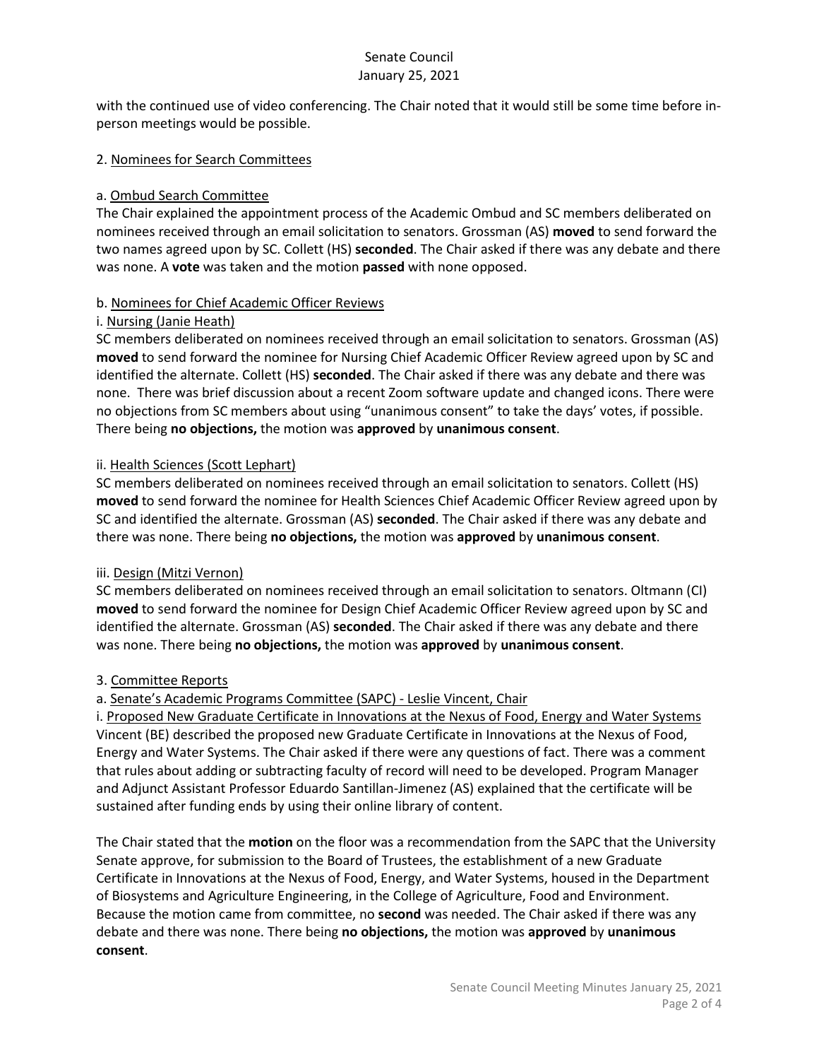with the continued use of video conferencing. The Chair noted that it would still be some time before in-person meetings would be possible.

2. Nominees for Search Committees

a. Ombud Search Committee

The Chair explained the appointment process of the Academic Ombud and SC members deliberated on nominees received through an email solicitation to senators. Grossman (AS) **moved** to send forward the two names agreed upon by SC. Collett (HS) **seconded**. The Chair asked if there was any debate and there was none. A **vote** was taken and the motion **passed** with none opposed.

b. Nominees for Chief Academic Officer Reviews

i. Nursing (Janie Heath)

SC members deliberated on nominees received through an email solicitation to senators. Grossman (AS) **moved** to send forward the nominee for Nursing Chief Academic Officer Review agreed upon by SC and identified the alternate. Collett (HS) **seconded**. The Chair asked if there was any debate and there was none. There was brief discussion about a recent Zoom software update and changed icons. There were no objections from SC members about using "unanimous consent" to take the days' votes, if possible. There being **no objections,** the motion was **approved** by **unanimous consent**.

ii. Health Sciences (Scott Lephart)

SC members deliberated on nominees received through an email solicitation to senators. Collett (HS) **moved** to send forward the nominee for Health Sciences Chief Academic Officer Review agreed upon by SC and identified the alternate. Grossman (AS) **seconded**. The Chair asked if there was any debate and there was none. There being **no objections,** the motion was **approved** by **unanimous consent**.

iii. Design (Mitzi Vernon)

SC members deliberated on nominees received through an email solicitation to senators. Oltmann (CI) **moved** to send forward the nominee for Design Chief Academic Officer Review agreed upon by SC and identified the alternate. Grossman (AS) **seconded**. The Chair asked if there was any debate and there was none. There being **no objections,** the motion was **approved** by **unanimous consent**.

3. Committee Reports

a. Senate's Academic Programs Committee (SAPC) - Leslie Vincent, Chair

i. Proposed New Graduate Certificate in Innovations at the Nexus of Food, Energy and Water Systems

Vincent (BE) described the proposed new Graduate Certificate in Innovations at the Nexus of Food, Energy and Water Systems. The Chair asked if there were any questions of fact. There was a comment that rules about adding or subtracting faculty of record will need to be developed. Program Manager and Adjunct Assistant Professor Eduardo Santillan-Jimenez (AS) explained that the certificate will be sustained after funding ends by using their online library of content.

The Chair stated that the **motion** on the floor was a recommendation from the SAPC that the University Senate approve, for submission to the Board of Trustees, the establishment of a new Graduate Certificate in Innovations at the Nexus of Food, Energy, and Water Systems, housed in the Department of Biosystems and Agriculture Engineering, in the College of Agriculture, Food and Environment. Because the motion came from committee, no **second** was needed. The Chair asked if there was any debate and there was none. There being **no objections,** the motion was **approved** by **unanimous consent**.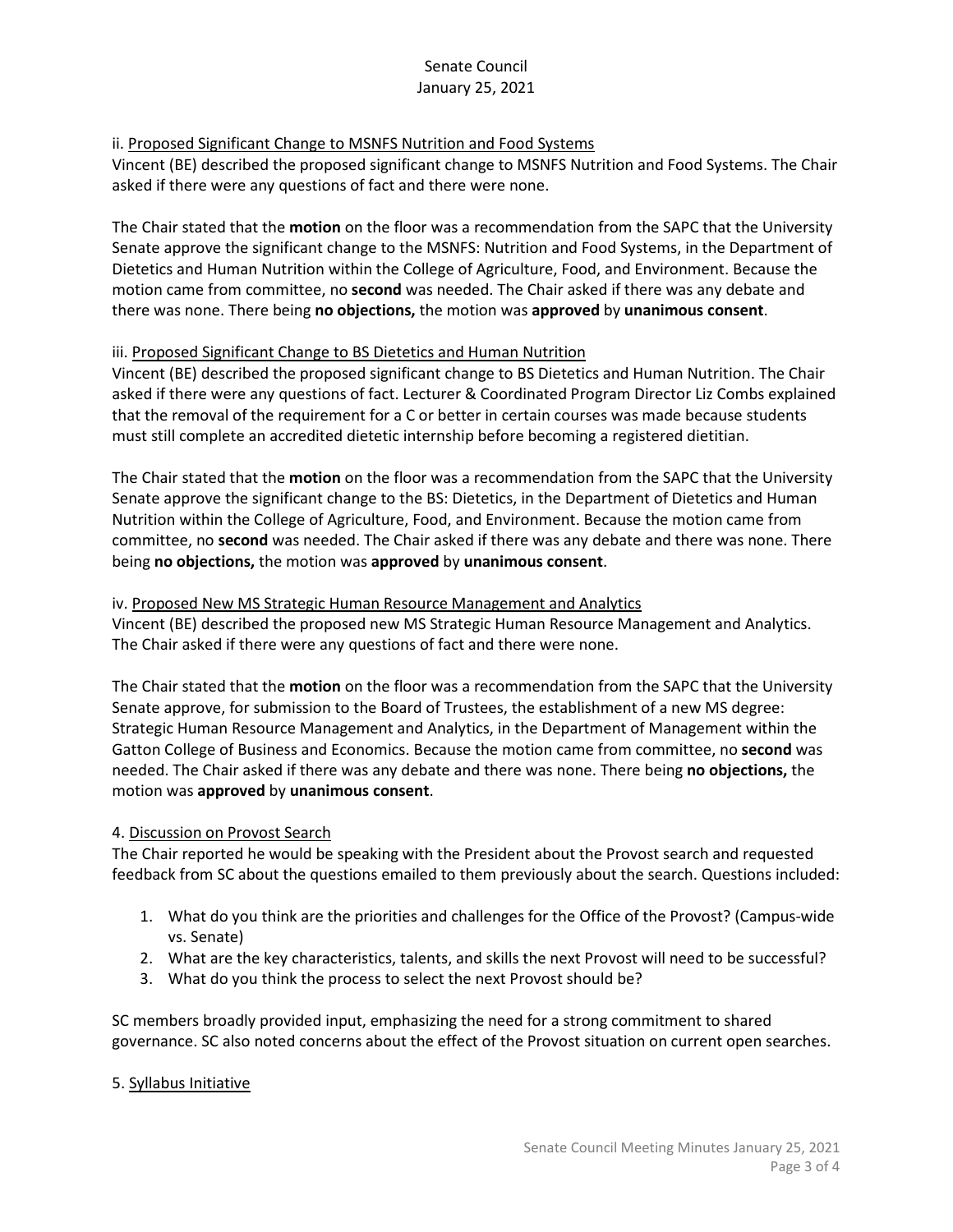ii. Proposed Significant Change to MSNFS Nutrition and Food Systems

Vincent (BE) described the proposed significant change to MSNFS Nutrition and Food Systems. The Chair asked if there were any questions of fact and there were none.

The Chair stated that the **motion** on the floor was a recommendation from the SAPC that the University Senate approve the significant change to the MSNFS: Nutrition and Food Systems, in the Department of Dietetics and Human Nutrition within the College of Agriculture, Food, and Environment. Because the motion came from committee, no **second** was needed. The Chair asked if there was any debate and there was none. There being **no objections,** the motion was **approved** by **unanimous consent**.

iii. Proposed Significant Change to BS Dietetics and Human Nutrition

Vincent (BE) described the proposed significant change to BS Dietetics and Human Nutrition. The Chair asked if there were any questions of fact. Lecturer & Coordinated Program Director Liz Combs explained that the removal of the requirement for a C or better in certain courses was made because students must still complete an accredited dietetic internship before becoming a registered dietitian.

The Chair stated that the **motion** on the floor was a recommendation from the SAPC that the University Senate approve the significant change to the BS: Dietetics, in the Department of Dietetics and Human Nutrition within the College of Agriculture, Food, and Environment. Because the motion came from committee, no **second** was needed. The Chair asked if there was any debate and there was none. There being **no objections,** the motion was **approved** by **unanimous consent**.

iv. Proposed New MS Strategic Human Resource Management and Analytics

Vincent (BE) described the proposed new MS Strategic Human Resource Management and Analytics. The Chair asked if there were any questions of fact and there were none.

The Chair stated that the **motion** on the floor was a recommendation from the SAPC that the University Senate approve, for submission to the Board of Trustees, the establishment of a new MS degree: Strategic Human Resource Management and Analytics, in the Department of Management within the Gatton College of Business and Economics. Because the motion came from committee, no **second** was needed. The Chair asked if there was any debate and there was none. There being **no objections,** the motion was **approved** by **unanimous consent**.

4. Discussion on Provost Search

The Chair reported he would be speaking with the President about the Provost search and requested feedback from SC about the questions emailed to them previously about the search. Questions included:

1. What do you think are the priorities and challenges for the Office of the Provost? (Campus-wide vs. Senate)
2. What are the key characteristics, talents, and skills the next Provost will need to be successful?
3. What do you think the process to select the next Provost should be?

SC members broadly provided input, emphasizing the need for a strong commitment to shared governance. SC also noted concerns about the effect of the Provost situation on current open searches.

5. Syllabus Initiative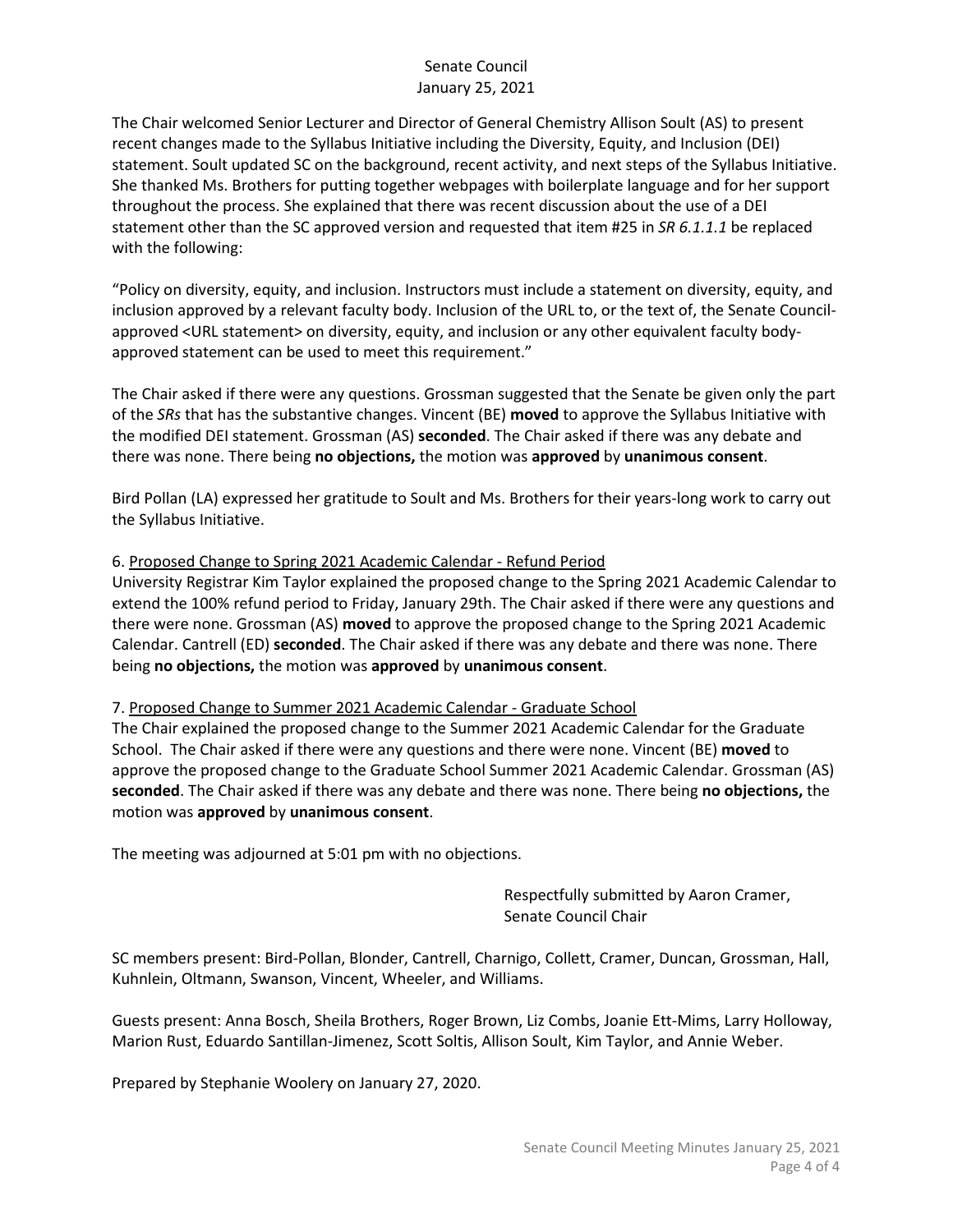The Chair welcomed Senior Lecturer and Director of General Chemistry Allison Soult (AS) to present recent changes made to the Syllabus Initiative including the Diversity, Equity, and Inclusion (DEI) statement. Soult updated SC on the background, recent activity, and next steps of the Syllabus Initiative. She thanked Ms. Brothers for putting together webpages with boilerplate language and for her support throughout the process. She explained that there was recent discussion about the use of a DEI statement other than the SC approved version and requested that item #25 in *SR 6.1.1.1* be replaced with the following:

"Policy on diversity, equity, and inclusion. Instructors must include a statement on diversity, equity, and inclusion approved by a relevant faculty body. Inclusion of the URL to, or the text of, the Senate Council-approved <URL statement> on diversity, equity, and inclusion or any other equivalent faculty body-approved statement can be used to meet this requirement."

The Chair asked if there were any questions. Grossman suggested that the Senate be given only the part of the *SRs* that has the substantive changes. Vincent (BE) **moved** to approve the Syllabus Initiative with the modified DEI statement. Grossman (AS) **seconded**. The Chair asked if there was any debate and there was none. There being **no objections,** the motion was **approved** by **unanimous consent**.

Bird Pollan (LA) expressed her gratitude to Soult and Ms. Brothers for their years-long work to carry out the Syllabus Initiative.

6. Proposed Change to Spring 2021 Academic Calendar - Refund Period

University Registrar Kim Taylor explained the proposed change to the Spring 2021 Academic Calendar to extend the 100% refund period to Friday, January 29th. The Chair asked if there were any questions and there were none. Grossman (AS) **moved** to approve the proposed change to the Spring 2021 Academic Calendar. Cantrell (ED) **seconded**. The Chair asked if there was any debate and there was none. There being **no objections,** the motion was **approved** by **unanimous consent**.

7. Proposed Change to Summer 2021 Academic Calendar - Graduate School

The Chair explained the proposed change to the Summer 2021 Academic Calendar for the Graduate School. The Chair asked if there were any questions and there were none. Vincent (BE) **moved** to approve the proposed change to the Graduate School Summer 2021 Academic Calendar. Grossman (AS) **seconded**. The Chair asked if there was any debate and there was none. There being **no objections,** the motion was **approved** by **unanimous consent**.

The meeting was adjourned at 5:01 pm with no objections.

Respectfully submitted by Aaron Cramer,
Senate Council Chair

SC members present: Bird-Pollan, Blonder, Cantrell, Charnigo, Collett, Cramer, Duncan, Grossman, Hall, Kuhnlein, Oltmann, Swanson, Vincent, Wheeler, and Williams.

Guests present: Anna Bosch, Sheila Brothers, Roger Brown, Liz Combs, Joanie Ett-Mims, Larry Holloway, Marion Rust, Eduardo Santillan-Jimenez, Scott Soltis, Allison Soult, Kim Taylor, and Annie Weber.

Prepared by Stephanie Woolery on January 27, 2020.